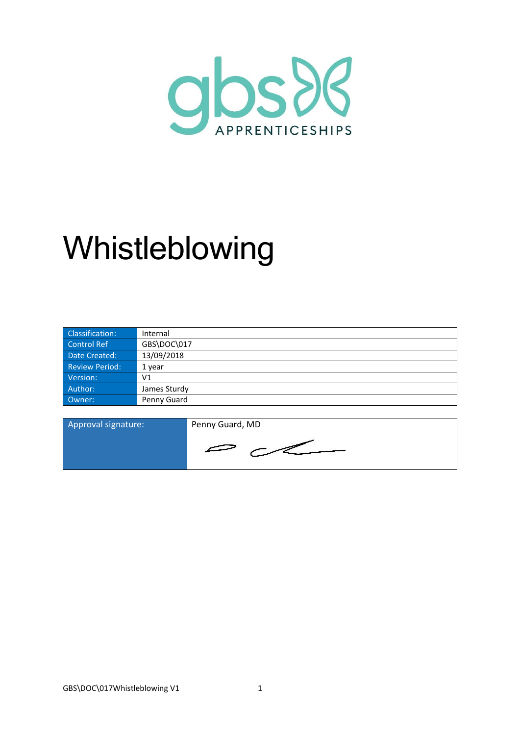gbs APPRENTICESHIPS

# Whistleblowing

| Classification: | Internal |
| --- | --- |
| Control Ref | GBS\DOC\017 |
| Date Created: | 13/09/2018 |
| Review Period: | 1 year |
| Version: | V1 |
| Author: | James Sturdy |
| Owner: | Penny Guard |

| Approval signature: | Penny Guard, MD |
| --- | --- |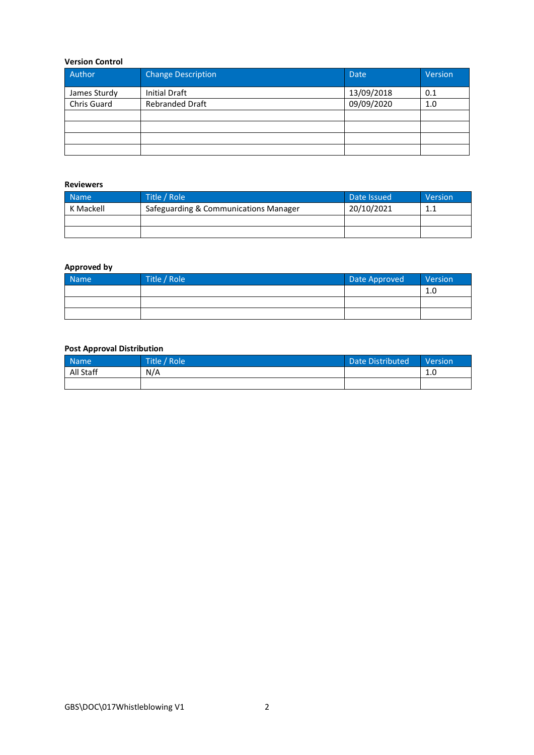**Version Control**

| Author | Change Description | Date | Version |
|---|---|---|---|
| James Sturdy | Initial Draft | 13/09/2018 | 0.1 |
| Chris Guard | Rebranded Draft | 09/09/2020 | 1.0 |
| | | | |
| | | | |
| | | | |
| | | | |

**Reviewers**

| Name | Title / Role | Date Issued | Version |
|---|---|---|---|
| K Mackell | Safeguarding & Communications Manager | 20/10/2021 | 1.1 |
| | | | |
| | | | |

**Approved by**

| Name | Title / Role | Date Approved | Version |
|---|---|---|---|
| | | | 1.0 |
| | | | |
| | | | |

**Post Approval Distribution**

| Name | Title / Role | Date Distributed | Version |
|---|---|---|---|
| All Staff | N/A | | 1.0 |
| | | | |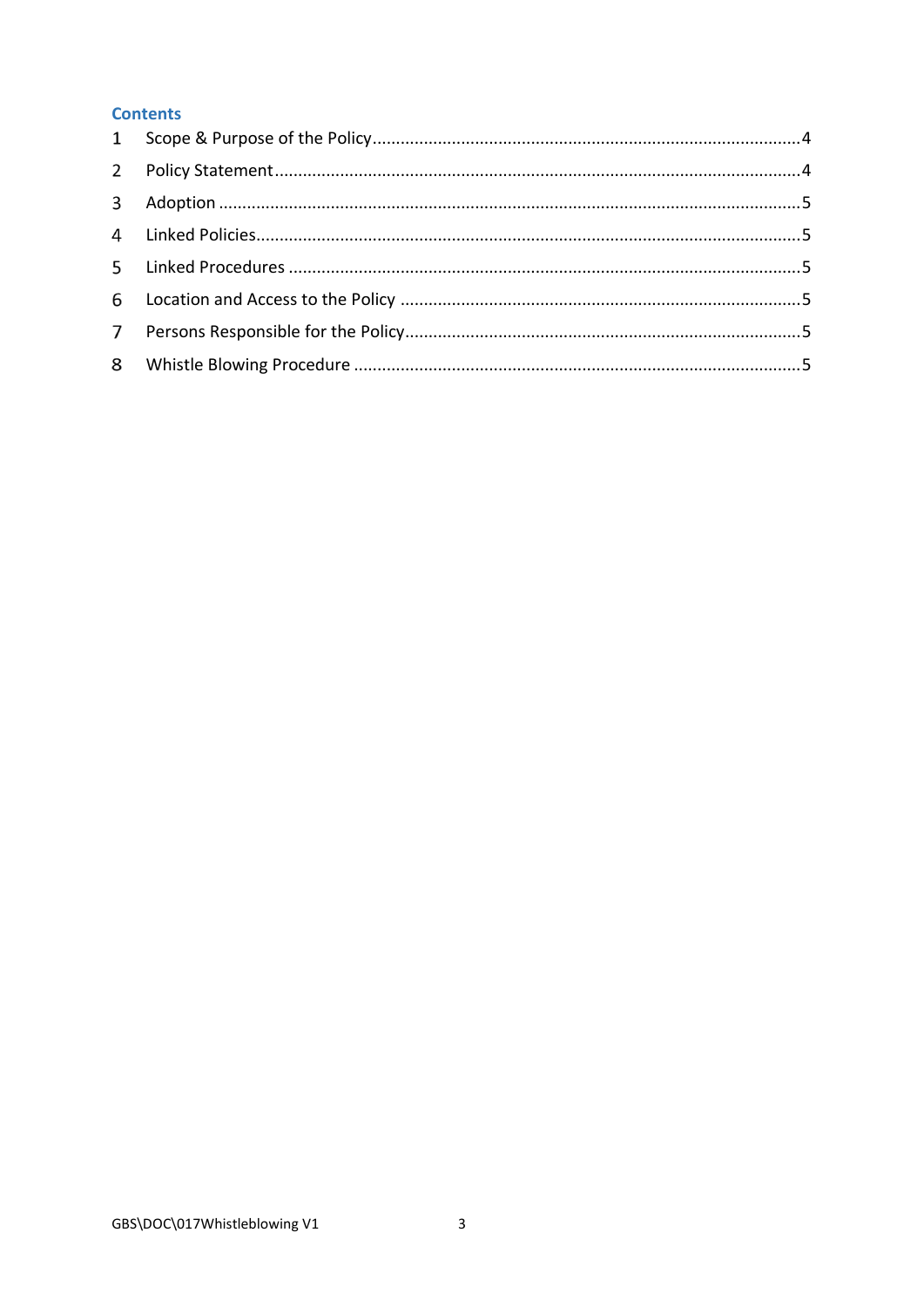## Contents

1 Scope & Purpose of the Policy ........................................ 4

2 Policy Statement ........................................ 4

3 Adoption ........................................ 5

4 Linked Policies ........................................ 5

5 Linked Procedures ........................................ 5

6 Location and Access to the Policy ........................................ 5

7 Persons Responsible for the Policy ........................................ 5

8 Whistle Blowing Procedure ........................................ 5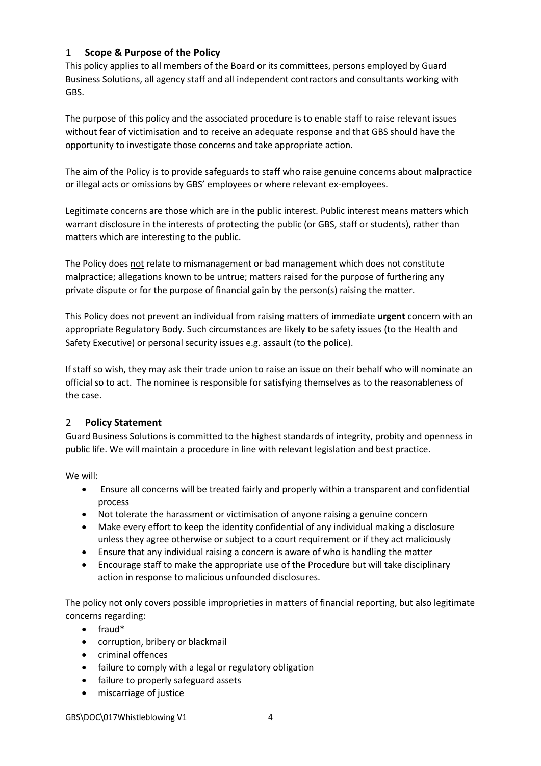## 1 Scope & Purpose of the Policy

This policy applies to all members of the Board or its committees, persons employed by Guard Business Solutions, all agency staff and all independent contractors and consultants working with GBS.

The purpose of this policy and the associated procedure is to enable staff to raise relevant issues without fear of victimisation and to receive an adequate response and that GBS should have the opportunity to investigate those concerns and take appropriate action.

The aim of the Policy is to provide safeguards to staff who raise genuine concerns about malpractice or illegal acts or omissions by GBS' employees or where relevant ex-employees.

Legitimate concerns are those which are in the public interest. Public interest means matters which warrant disclosure in the interests of protecting the public (or GBS, staff or students), rather than matters which are interesting to the public.

The Policy does <u>not</u> relate to mismanagement or bad management which does not constitute malpractice; allegations known to be untrue; matters raised for the purpose of furthering any private dispute or for the purpose of financial gain by the person(s) raising the matter.

This Policy does not prevent an individual from raising matters of immediate **urgent** concern with an appropriate Regulatory Body. Such circumstances are likely to be safety issues (to the Health and Safety Executive) or personal security issues e.g. assault (to the police).

If staff so wish, they may ask their trade union to raise an issue on their behalf who will nominate an official so to act. The nominee is responsible for satisfying themselves as to the reasonableness of the case.

## 2 Policy Statement

Guard Business Solutions is committed to the highest standards of integrity, probity and openness in public life. We will maintain a procedure in line with relevant legislation and best practice.

We will:

- Ensure all concerns will be treated fairly and properly within a transparent and confidential process
- Not tolerate the harassment or victimisation of anyone raising a genuine concern
- Make every effort to keep the identity confidential of any individual making a disclosure unless they agree otherwise or subject to a court requirement or if they act maliciously
- Ensure that any individual raising a concern is aware of who is handling the matter
- Encourage staff to make the appropriate use of the Procedure but will take disciplinary action in response to malicious unfounded disclosures.

The policy not only covers possible improprieties in matters of financial reporting, but also legitimate concerns regarding:

- fraud*
- corruption, bribery or blackmail
- criminal offences
- failure to comply with a legal or regulatory obligation
- failure to properly safeguard assets
- miscarriage of justice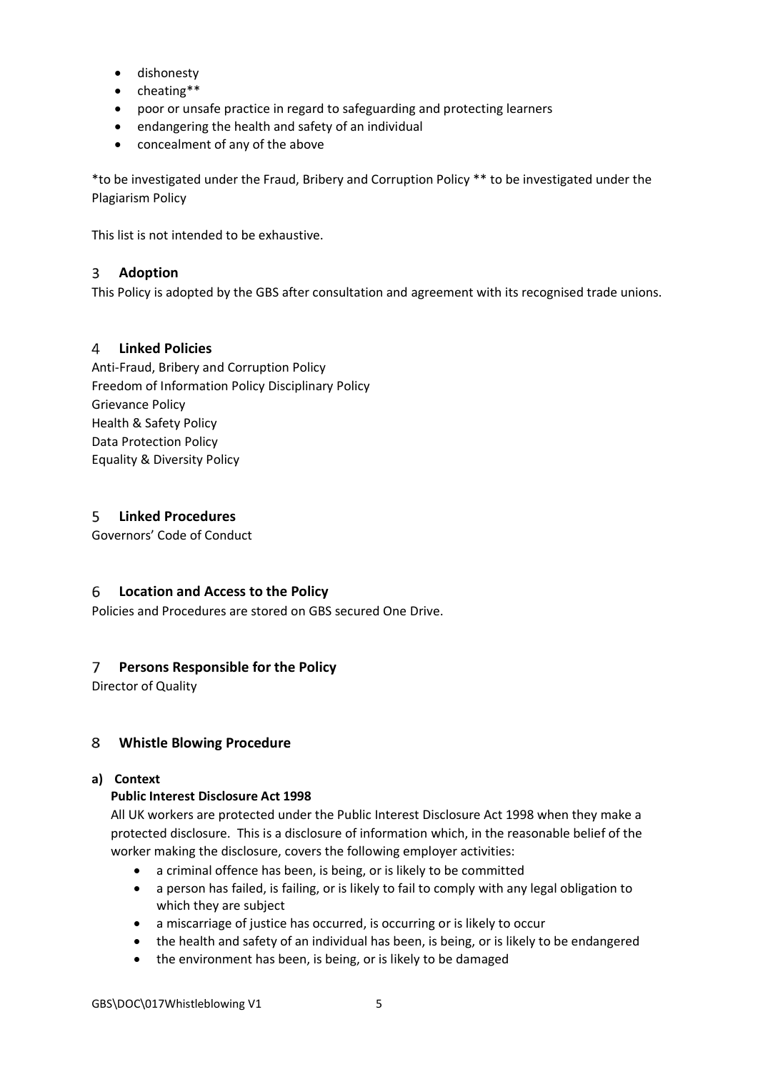- dishonesty
- cheating**
- poor or unsafe practice in regard to safeguarding and protecting learners
- endangering the health and safety of an individual
- concealment of any of the above

*to be investigated under the Fraud, Bribery and Corruption Policy ** to be investigated under the Plagiarism Policy

This list is not intended to be exhaustive.

## 3 Adoption

This Policy is adopted by the GBS after consultation and agreement with its recognised trade unions.

## 4 Linked Policies

Anti-Fraud, Bribery and Corruption Policy
Freedom of Information Policy Disciplinary Policy
Grievance Policy
Health & Safety Policy
Data Protection Policy
Equality & Diversity Policy

## 5 Linked Procedures

Governors' Code of Conduct

## 6 Location and Access to the Policy

Policies and Procedures are stored on GBS secured One Drive.

## 7 Persons Responsible for the Policy

Director of Quality

## 8 Whistle Blowing Procedure

**a) Context**

**Public Interest Disclosure Act 1998**

All UK workers are protected under the Public Interest Disclosure Act 1998 when they make a protected disclosure. This is a disclosure of information which, in the reasonable belief of the worker making the disclosure, covers the following employer activities:

- a criminal offence has been, is being, or is likely to be committed
- a person has failed, is failing, or is likely to fail to comply with any legal obligation to which they are subject
- a miscarriage of justice has occurred, is occurring or is likely to occur
- the health and safety of an individual has been, is being, or is likely to be endangered
- the environment has been, is being, or is likely to be damaged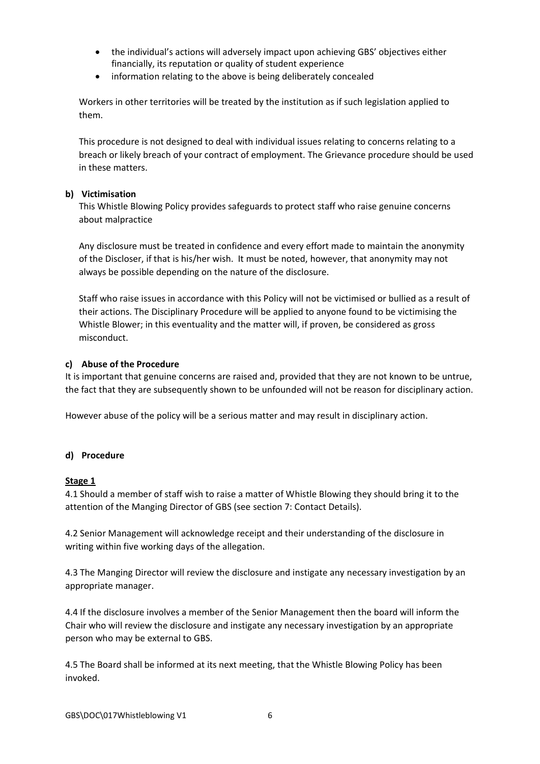- the individual's actions will adversely impact upon achieving GBS' objectives either financially, its reputation or quality of student experience
- information relating to the above is being deliberately concealed

Workers in other territories will be treated by the institution as if such legislation applied to them.

This procedure is not designed to deal with individual issues relating to concerns relating to a breach or likely breach of your contract of employment. The Grievance procedure should be used in these matters.

**b) Victimisation**

This Whistle Blowing Policy provides safeguards to protect staff who raise genuine concerns about malpractice

Any disclosure must be treated in confidence and every effort made to maintain the anonymity of the Discloser, if that is his/her wish. It must be noted, however, that anonymity may not always be possible depending on the nature of the disclosure.

Staff who raise issues in accordance with this Policy will not be victimised or bullied as a result of their actions. The Disciplinary Procedure will be applied to anyone found to be victimising the Whistle Blower; in this eventuality and the matter will, if proven, be considered as gross misconduct.

**c) Abuse of the Procedure**

It is important that genuine concerns are raised and, provided that they are not known to be untrue, the fact that they are subsequently shown to be unfounded will not be reason for disciplinary action.

However abuse of the policy will be a serious matter and may result in disciplinary action.

**d) Procedure**

**Stage 1**

4.1 Should a member of staff wish to raise a matter of Whistle Blowing they should bring it to the attention of the Manging Director of GBS (see section 7: Contact Details).

4.2 Senior Management will acknowledge receipt and their understanding of the disclosure in writing within five working days of the allegation.

4.3 The Manging Director will review the disclosure and instigate any necessary investigation by an appropriate manager.

4.4 If the disclosure involves a member of the Senior Management then the board will inform the Chair who will review the disclosure and instigate any necessary investigation by an appropriate person who may be external to GBS.

4.5 The Board shall be informed at its next meeting, that the Whistle Blowing Policy has been invoked.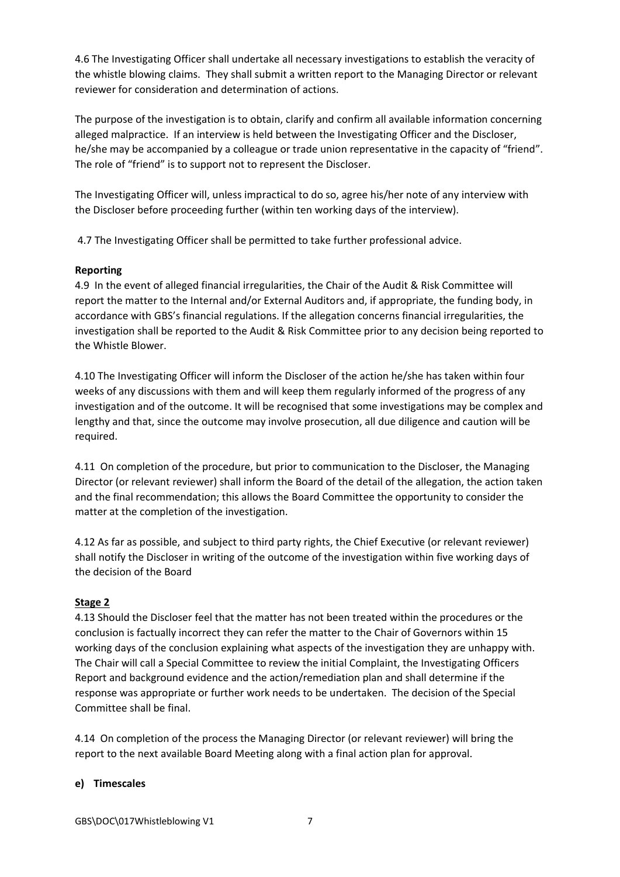4.6 The Investigating Officer shall undertake all necessary investigations to establish the veracity of the whistle blowing claims. They shall submit a written report to the Managing Director or relevant reviewer for consideration and determination of actions.

The purpose of the investigation is to obtain, clarify and confirm all available information concerning alleged malpractice. If an interview is held between the Investigating Officer and the Discloser, he/she may be accompanied by a colleague or trade union representative in the capacity of "friend". The role of "friend" is to support not to represent the Discloser.

The Investigating Officer will, unless impractical to do so, agree his/her note of any interview with the Discloser before proceeding further (within ten working days of the interview).

4.7 The Investigating Officer shall be permitted to take further professional advice.

**Reporting**

4.9 In the event of alleged financial irregularities, the Chair of the Audit & Risk Committee will report the matter to the Internal and/or External Auditors and, if appropriate, the funding body, in accordance with GBS's financial regulations. If the allegation concerns financial irregularities, the investigation shall be reported to the Audit & Risk Committee prior to any decision being reported to the Whistle Blower.

4.10 The Investigating Officer will inform the Discloser of the action he/she has taken within four weeks of any discussions with them and will keep them regularly informed of the progress of any investigation and of the outcome. It will be recognised that some investigations may be complex and lengthy and that, since the outcome may involve prosecution, all due diligence and caution will be required.

4.11 On completion of the procedure, but prior to communication to the Discloser, the Managing Director (or relevant reviewer) shall inform the Board of the detail of the allegation, the action taken and the final recommendation; this allows the Board Committee the opportunity to consider the matter at the completion of the investigation.

4.12 As far as possible, and subject to third party rights, the Chief Executive (or relevant reviewer) shall notify the Discloser in writing of the outcome of the investigation within five working days of the decision of the Board

**Stage 2**

4.13 Should the Discloser feel that the matter has not been treated within the procedures or the conclusion is factually incorrect they can refer the matter to the Chair of Governors within 15 working days of the conclusion explaining what aspects of the investigation they are unhappy with. The Chair will call a Special Committee to review the initial Complaint, the Investigating Officers Report and background evidence and the action/remediation plan and shall determine if the response was appropriate or further work needs to be undertaken. The decision of the Special Committee shall be final.

4.14 On completion of the process the Managing Director (or relevant reviewer) will bring the report to the next available Board Meeting along with a final action plan for approval.

**e) Timescales**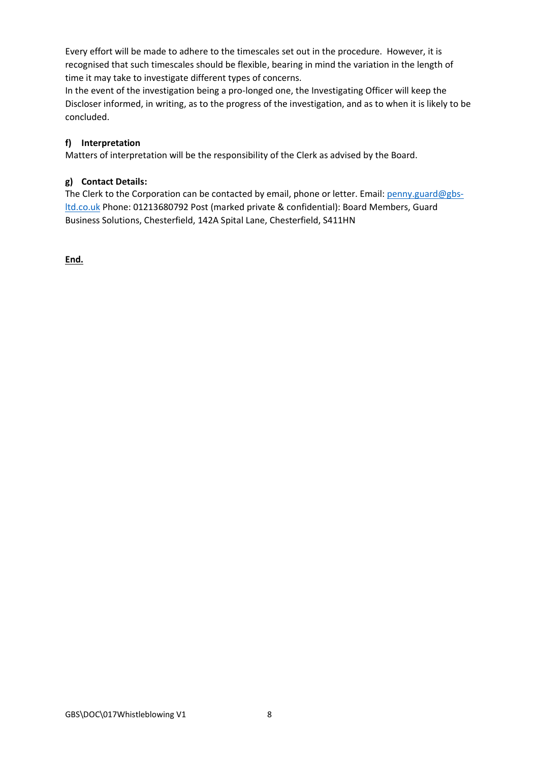Every effort will be made to adhere to the timescales set out in the procedure. However, it is recognised that such timescales should be flexible, bearing in mind the variation in the length of time it may take to investigate different types of concerns.
In the event of the investigation being a pro-longed one, the Investigating Officer will keep the Discloser informed, in writing, as to the progress of the investigation, and as to when it is likely to be concluded.

**f) Interpretation**

Matters of interpretation will be the responsibility of the Clerk as advised by the Board.

**g) Contact Details:**

The Clerk to the Corporation can be contacted by email, phone or letter. Email: penny.guard@gbs-ltd.co.uk Phone: 01213680792 Post (marked private & confidential): Board Members, Guard Business Solutions, Chesterfield, 142A Spital Lane, Chesterfield, S411HN

**End.**